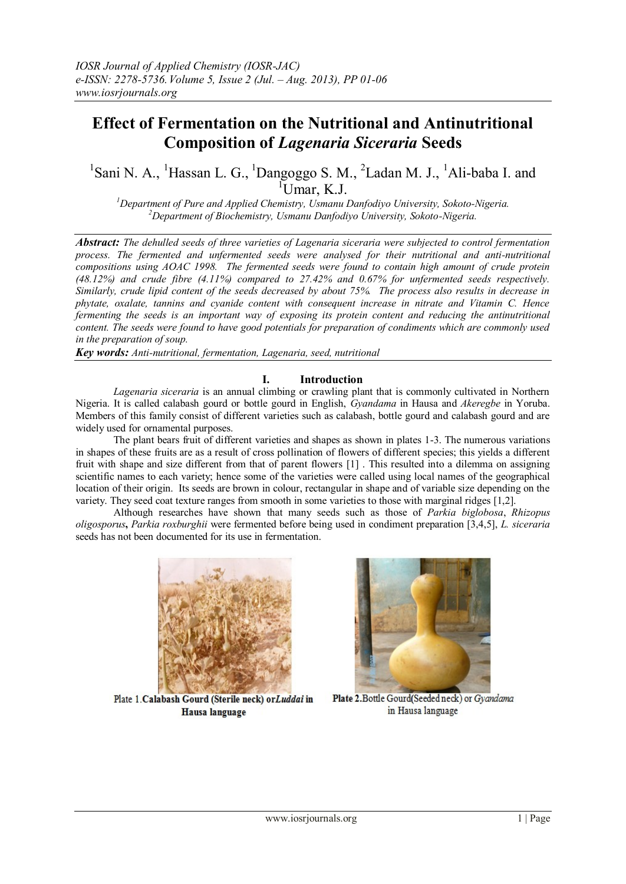# Effect of Fermentation on the Nutritional and Antinutritional Composition of *Lagenaria Siceraria* Seeds

[1]Sani N. A., [1]Hassan L. G., [1]Dangoggo S. M., [2]Ladan M. J., [1]Ali-baba I. and [1]Umar, K.J.

[1]*Department of Pure and Applied Chemistry, Usmanu Danfodiyo University, Sokoto-Nigeria.*
[2]*Department of Biochemistry, Usmanu Danfodiyo University, Sokoto-Nigeria.*

***Abstract:*** *The dehulled seeds of three varieties of Lagenaria siceraria were subjected to control fermentation process. The fermented and unfermented seeds were analysed for their nutritional and anti-nutritional compositions using AOAC 1998. The fermented seeds were found to contain high amount of crude protein (48.12%) and crude fibre (4.11%) compared to 27.42% and 0.67% for unfermented seeds respectively. Similarly, crude lipid content of the seeds decreased by about 75%. The process also results in decrease in phytate, oxalate, tannins and cyanide content with consequent increase in nitrate and Vitamin C. Hence fermenting the seeds is an important way of exposing its protein content and reducing the antinutritional content. The seeds were found to have good potentials for preparation of condiments which are commonly used in the preparation of soup.*

***Key words:*** *Anti-nutritional, fermentation, Lagenaria, seed, nutritional*

## I. Introduction

*Lagenaria siceraria* is an annual climbing or crawling plant that is commonly cultivated in Northern Nigeria. It is called calabash gourd or bottle gourd in English, *Gyandama* in Hausa and *Akeregbe* in Yoruba. Members of this family consist of different varieties such as calabash, bottle gourd and calabash gourd and are widely used for ornamental purposes.

The plant bears fruit of different varieties and shapes as shown in plates 1-3. The numerous variations in shapes of these fruits are as a result of cross pollination of flowers of different species; this yields a different fruit with shape and size different from that of parent flowers [1] . This resulted into a dilemma on assigning scientific names to each variety; hence some of the varieties were called using local names of the geographical location of their origin. Its seeds are brown in colour, rectangular in shape and of variable size depending on the variety. They seed coat texture ranges from smooth in some varieties to those with marginal ridges [1,2].

Although researches have shown that many seeds such as those of *Parkia biglobosa*, *Rhizopus oligosporus*, *Parkia roxburghii* were fermented before being used in condiment preparation [3,4,5], *L. siceraria* seeds has not been documented for its use in fermentation.

**Plate 1. Calabash Gourd (Sterile neck) or *Luddai* in Hausa language**

**Plate 2.** Bottle Gourd (Seeded neck) or *Gyandama* in Hausa language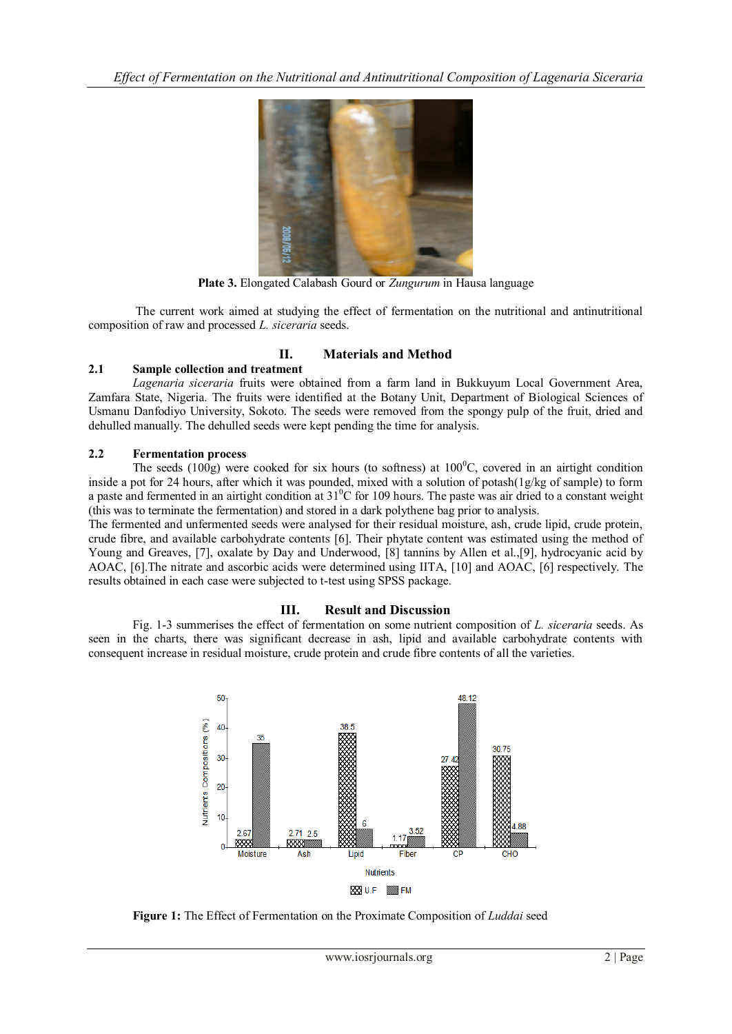**Plate 3.** Elongated Calabash Gourd or *Zungurum* in Hausa language

The current work aimed at studying the effect of fermentation on the nutritional and antinutritional composition of raw and processed *L. siceraria* seeds.

## II. Materials and Method

### 2.1 Sample collection and treatment

*Lagenaria siceraria* fruits were obtained from a farm land in Bukkuyum Local Government Area, Zamfara State, Nigeria. The fruits were identified at the Botany Unit, Department of Biological Sciences of Usmanu Danfodiyo University, Sokoto. The seeds were removed from the spongy pulp of the fruit, dried and dehulled manually. The dehulled seeds were kept pending the time for analysis.

### 2.2 Fermentation process

The seeds (100g) were cooked for six hours (to softness) at $100^0$C, covered in an airtight condition inside a pot for 24 hours, after which it was pounded, mixed with a solution of potash(1g/kg of sample) to form a paste and fermented in an airtight condition at $31^0$C for 109 hours. The paste was air dried to a constant weight (this was to terminate the fermentation) and stored in a dark polythene bag prior to analysis.

The fermented and unfermented seeds were analysed for their residual moisture, ash, crude lipid, crude protein, crude fibre, and available carbohydrate contents [6]. Their phytate content was estimated using the method of Young and Greaves, [7], oxalate by Day and Underwood, [8] tannins by Allen et al.,[9], hydrocyanic acid by AOAC, [6].The nitrate and ascorbic acids were determined using IITA, [10] and AOAC, [6] respectively. The results obtained in each case were subjected to t-test using SPSS package.

## III. Result and Discussion

Fig. 1-3 summerises the effect of fermentation on some nutrient composition of *L. siceraria* seeds. As seen in the charts, there was significant decrease in ash, lipid and available carbohydrate contents with consequent increase in residual moisture, crude protein and crude fibre contents of all the varieties.

| Nutrients | U.F | FM |
|---|---|---|
| Moisture | 2.67 | 35 |
| Ash | 2.71 | 2.5 |
| Lipid | 38.5 | 6 |
| Fiber | 1.17 | 3.52 |
| CP | 27.42 | 48.12 |
| CHO | 30.75 | 4.88 |

**Figure 1:** The Effect of Fermentation on the Proximate Composition of *Luddai* seed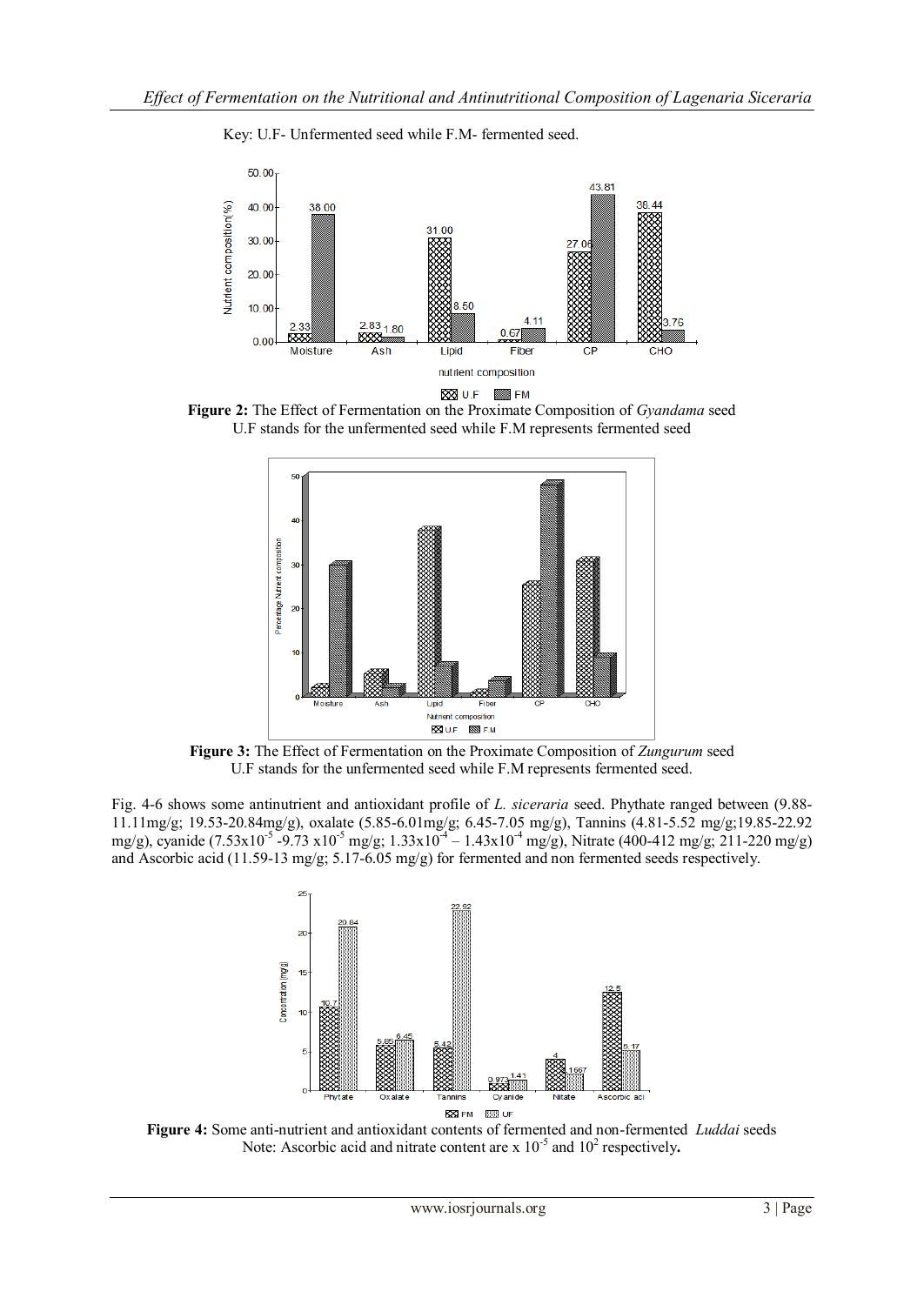Key: U.F- Unfermented seed while F.M- fermented seed.

**Figure 2:** The Effect of Fermentation on the Proximate Composition of *Gyandama* seed
U.F stands for the unfermented seed while F.M represents fermented seed

**Figure 3:** The Effect of Fermentation on the Proximate Composition of *Zungurum* seed
U.F stands for the unfermented seed while F.M represents fermented seed.

Fig. 4-6 shows some antinutrient and antioxidant profile of *L. siceraria* seed. Phythate ranged between (9.88-11.11mg/g; 19.53-20.84mg/g), oxalate (5.85-6.01mg/g; 6.45-7.05 mg/g), Tannins (4.81-5.52 mg/g;19.85-22.92 mg/g), cyanide ($7.53 \times 10^{-5}$ -$9.73 \times 10^{-5}$ mg/g; $1.33 \times 10^{-4}$ – $1.43 \times 10^{-4}$ mg/g), Nitrate (400-412 mg/g; 211-220 mg/g) and Ascorbic acid (11.59-13 mg/g; 5.17-6.05 mg/g) for fermented and non fermented seeds respectively.

**Figure 4:** Some anti-nutrient and antioxidant contents of fermented and non-fermented *Luddai* seeds
Note: Ascorbic acid and nitrate content are x $10^{-5}$ and $10^{2}$ respectively.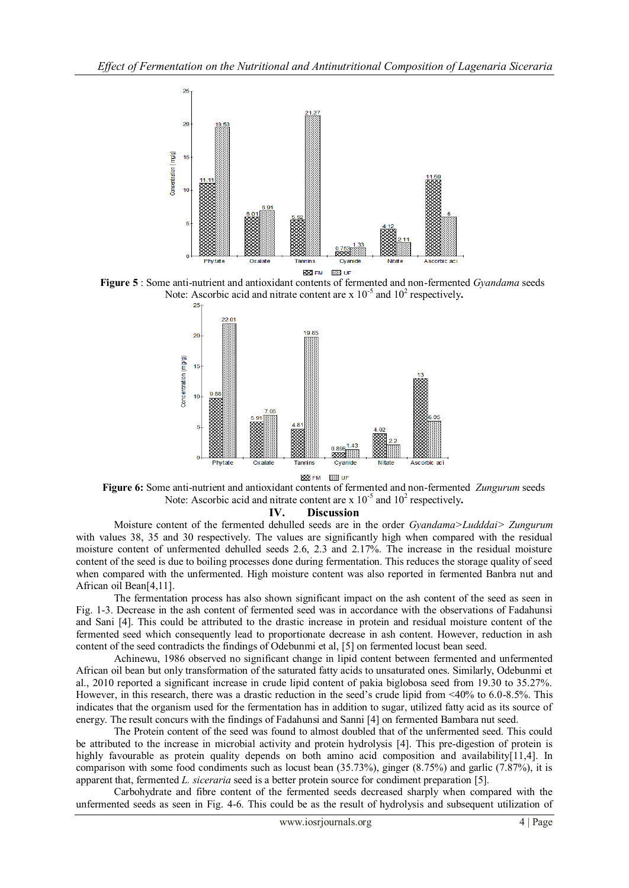**Figure 5** : Some anti-nutrient and antioxidant contents of fermented and non-fermented *Gyandama* seeds
Note: Ascorbic acid and nitrate content are x $10^{-5}$ and $10^{2}$ respectively**.**

**Figure 6:** Some anti-nutrient and antioxidant contents of fermented and non-fermented *Zungurum* seeds
Note: Ascorbic acid and nitrate content are x $10^{-5}$ and $10^{2}$ respectively**.**

## IV. Discussion

Moisture content of the fermented dehulled seeds are in the order *Gyandama*>*Ludddai*> *Zungurum* with values 38, 35 and 30 respectively. The values are significantly high when compared with the residual moisture content of unfermented dehulled seeds 2.6, 2.3 and 2.17%. The increase in the residual moisture content of the seed is due to boiling processes done during fermentation. This reduces the storage quality of seed when compared with the unfermented. High moisture content was also reported in fermented Banbra nut and African oil Bean[4,11].

The fermentation process has also shown significant impact on the ash content of the seed as seen in Fig. 1-3. Decrease in the ash content of fermented seed was in accordance with the observations of Fadahunsi and Sani [4]. This could be attributed to the drastic increase in protein and residual moisture content of the fermented seed which consequently lead to proportionate decrease in ash content. However, reduction in ash content of the seed contradicts the findings of Odebunmi et al, [5] on fermented locust bean seed.

Achinewu, 1986 observed no significant change in lipid content between fermented and unfermented African oil bean but only transformation of the saturated fatty acids to unsaturated ones. Similarly, Odebunmi et al., 2010 reported a significant increase in crude lipid content of pakia biglobosa seed from 19.30 to 35.27%. However, in this research, there was a drastic reduction in the seed's crude lipid from <40% to 6.0-8.5%. This indicates that the organism used for the fermentation has in addition to sugar, utilized fatty acid as its source of energy. The result concurs with the findings of Fadahunsi and Sanni [4] on fermented Bambara nut seed.

The Protein content of the seed was found to almost doubled that of the unfermented seed. This could be attributed to the increase in microbial activity and protein hydrolysis [4]. This pre-digestion of protein is highly favourable as protein quality depends on both amino acid composition and availability[11,4]. In comparison with some food condiments such as locust bean (35.73%), ginger (8.75%) and garlic (7.87%), it is apparent that, fermented *L. siceraria* seed is a better protein source for condiment preparation [5].

Carbohydrate and fibre content of the fermented seeds decreased sharply when compared with the unfermented seeds as seen in Fig. 4-6. This could be as the result of hydrolysis and subsequent utilization of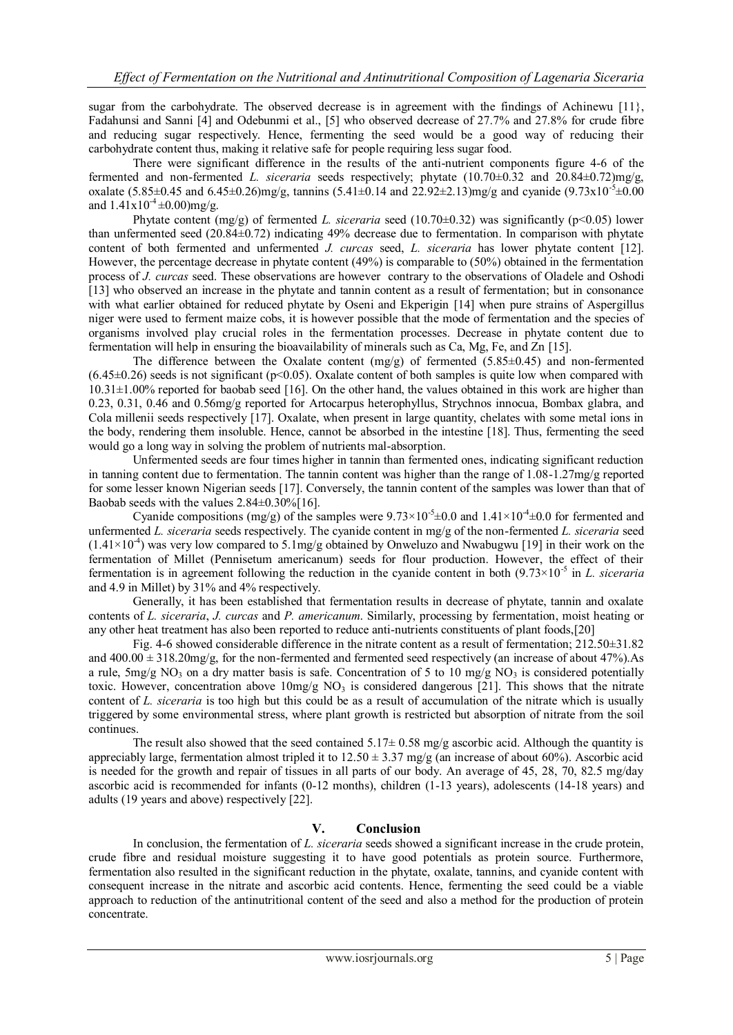sugar from the carbohydrate. The observed decrease is in agreement with the findings of Achinewu [11}, Fadahunsi and Sanni [4] and Odebunmi et al., [5] who observed decrease of 27.7% and 27.8% for crude fibre and reducing sugar respectively. Hence, fermenting the seed would be a good way of reducing their carbohydrate content thus, making it relative safe for people requiring less sugar food.

There were significant difference in the results of the anti-nutrient components figure 4-6 of the fermented and non-fermented *L. siceraria* seeds respectively; phytate (10.70±0.32 and 20.84±0.72)mg/g, oxalate (5.85±0.45 and 6.45±0.26)mg/g, tannins (5.41±0.14 and 22.92±2.13)mg/g and cyanide ($9.73 \times 10^{-5}$±0.00 and $1.41 \times 10^{-4}$±0.00)mg/g.

Phytate content (mg/g) of fermented *L. siceraria* seed (10.70±0.32) was significantly ($p<0.05$) lower than unfermented seed (20.84±0.72) indicating 49% decrease due to fermentation. In comparison with phytate content of both fermented and unfermented *J. curcas* seed, *L. siceraria* has lower phytate content [12]. However, the percentage decrease in phytate content (49%) is comparable to (50%) obtained in the fermentation process of *J. curcas* seed. These observations are however contrary to the observations of Oladele and Oshodi [13] who observed an increase in the phytate and tannin content as a result of fermentation; but in consonance with what earlier obtained for reduced phytate by Oseni and Ekperigin [14] when pure strains of Aspergillus niger were used to ferment maize cobs, it is however possible that the mode of fermentation and the species of organisms involved play crucial roles in the fermentation processes. Decrease in phytate content due to fermentation will help in ensuring the bioavailability of minerals such as Ca, Mg, Fe, and Zn [15].

The difference between the Oxalate content (mg/g) of fermented (5.85±0.45) and non-fermented (6.45±0.26) seeds is not significant ($p<0.05$). Oxalate content of both samples is quite low when compared with 10.31±1.00% reported for baobab seed [16]. On the other hand, the values obtained in this work are higher than 0.23, 0.31, 0.46 and 0.56mg/g reported for Artocarpus heterophyllus, Strychnos innocua, Bombax glabra, and Cola millenii seeds respectively [17]. Oxalate, when present in large quantity, chelates with some metal ions in the body, rendering them insoluble. Hence, cannot be absorbed in the intestine [18]. Thus, fermenting the seed would go a long way in solving the problem of nutrients mal-absorption.

Unfermented seeds are four times higher in tannin than fermented ones, indicating significant reduction in tanning content due to fermentation. The tannin content was higher than the range of 1.08-1.27mg/g reported for some lesser known Nigerian seeds [17]. Conversely, the tannin content of the samples was lower than that of Baobab seeds with the values 2.84±0.30%[16].

Cyanide compositions (mg/g) of the samples were $9.73 \times 10^{-5}$±0.0 and $1.41 \times 10^{-4}$±0.0 for fermented and unfermented *L. siceraria* seeds respectively. The cyanide content in mg/g of the non-fermented *L. siceraria* seed ($1.41 \times 10^{-4}$) was very low compared to 5.1mg/g obtained by Onweluzo and Nwabugwu [19] in their work on the fermentation of Millet (Pennisetum americanum) seeds for flour production. However, the effect of their fermentation is in agreement following the reduction in the cyanide content in both ($9.73 \times 10^{-5}$ in *L. siceraria* and 4.9 in Millet) by 31% and 4% respectively.

Generally, it has been established that fermentation results in decrease of phytate, tannin and oxalate contents of *L. siceraria*, *J. curcas* and *P. americanum*. Similarly, processing by fermentation, moist heating or any other heat treatment has also been reported to reduce anti-nutrients constituents of plant foods,[20]

Fig. 4-6 showed considerable difference in the nitrate content as a result of fermentation; 212.50±31.82 and 400.00 ± 318.20mg/g, for the non-fermented and fermented seed respectively (an increase of about 47%).As a rule, 5mg/g $NO_3$ on a dry matter basis is safe. Concentration of 5 to 10 mg/g $NO_3$ is considered potentially toxic. However, concentration above 10mg/g $NO_3$ is considered dangerous [21]. This shows that the nitrate content of *L. siceraria* is too high but this could be as a result of accumulation of the nitrate which is usually triggered by some environmental stress, where plant growth is restricted but absorption of nitrate from the soil continues.

The result also showed that the seed contained 5.17± 0.58 mg/g ascorbic acid. Although the quantity is appreciably large, fermentation almost tripled it to 12.50 ± 3.37 mg/g (an increase of about 60%). Ascorbic acid is needed for the growth and repair of tissues in all parts of our body. An average of 45, 28, 70, 82.5 mg/day ascorbic acid is recommended for infants (0-12 months), children (1-13 years), adolescents (14-18 years) and adults (19 years and above) respectively [22].

## V. Conclusion

In conclusion, the fermentation of *L. siceraria* seeds showed a significant increase in the crude protein, crude fibre and residual moisture suggesting it to have good potentials as protein source. Furthermore, fermentation also resulted in the significant reduction in the phytate, oxalate, tannins, and cyanide content with consequent increase in the nitrate and ascorbic acid contents. Hence, fermenting the seed could be a viable approach to reduction of the antinutritional content of the seed and also a method for the production of protein concentrate.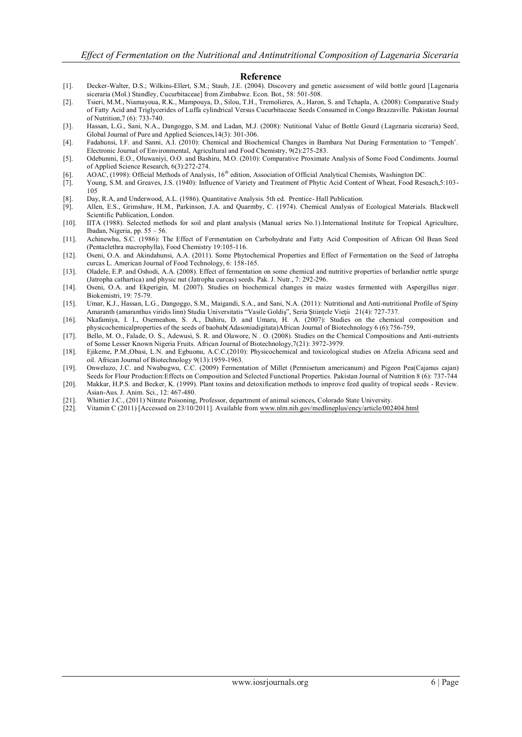## Reference

[1]. Decker-Walter, D.S.; Wilkins-Ellert, S.M.; Staub, J.E. (2004). Discovery and genetic assessment of wild bottle gourd [Lagenaria siceraria (Mol.) Standley, Cucurbitaceae] from Zimbabwe. Econ. Bot., 58: 501-508.

[2]. Tsieri, M.M., Niamayoua, R.K., Mampouya, D., Silou, T.H., Tremolieres, A., Haron, S. and Tchapla, A. (2008): Comparative Study of Fatty Acid and Triglycerides of Luffa cylindrical Versus Cucurbitaceae Seeds Consumed in Congo Brazzaville. Pakistan Journal of Nutrition,7 (6): 733-740.

[3]. Hassan, L.G., Sani, N.A., Dangoggo, S.M. and Ladan, M.J. (2008): Nutitional Value of Bottle Gourd (Lagenaria siceraria) Seed, Global Journal of Pure and Applied Sciences,14(3): 301-306.

[4]. Fadahunsi, I.F. and Sanni, A.I. (2010): Chemical and Biochemical Changes in Bambara Nut During Fermentation to 'Tempeh'. Electronic Journal of Environmental, Agricultural and Food Chemistry, 9(2):275-283.

[5]. Odebunmi, E.O., Oluwaniyi, O.O. and Bashiru, M.O. (2010): Comparative Proximate Analysis of Some Food Condiments. Journal of Applied Science Research, 6(3):272-274.

[6]. AOAC, (1998): Official Methods of Analysis, 16th edition, Association of Official Analytical Chemists, Washington DC.

[7]. Young, S.M. and Greaves, J.S. (1940): Influence of Variety and Treatment of Phytic Acid Content of Wheat, Food Reseach,5:103-105

[8]. Day, R.A, and Underwood, A.L. (1986). Quantitative Analysis. 5th ed. Prentice- Hall Publication.

[9]. Allen, E.S., Grimshaw, H.M., Parkinson, J.A. and Quarmby, C. (1974). Chemical Analysis of Ecological Materials. Blackwell Scientific Publication, London.

[10]. IITA (1988). Selected methods for soil and plant analysis (Manual series No.1).International Institute for Tropical Agriculture, Ibadan, Nigeria, pp. 55 – 56.

[11]. Achinewhu, S.C. (1986): The Effect of Fermentation on Carbohydrate and Fatty Acid Composition of African Oil Bean Seed (Pentaclethra macrophylla), Food Chemistry 19:105-116.

[12]. Oseni, O.A. and Akindahunsi, A.A. (2011). Some Phytochemical Properties and Effect of Fermentation on the Seed of Jatropha curcas L. American Journal of Food Technology, 6: 158-165.

[13]. Oladele, E.P. and Oshodi, A.A. (2008). Effect of fermentation on some chemical and nutritive properties of berlandier nettle spurge (Jatropha cathartica) and physic nut (Jatropha curcas) seeds. Pak. J. Nutr., 7: 292-296.

[14]. Oseni, O.A. and Ekperigin, M. (2007). Studies on biochemical changes in maize wastes fermented with Aspergillus niger. Biokemistri, 19: 75-79.

[15]. Umar, K.J., Hassan, L.G., Dangoggo, S.M., Maigandi, S.A., and Sani, N.A. (2011): Nutritional and Anti-nutritional Profile of Spiny Amaranth (amaranthus viridis linn) Studia Universitatis "Vasile Goldiş", Seria Ştiinţele Vieţii 21(4): 727-737.

[16]. Nkafamiya, I. I., Osemeahon, S. A., Dahiru, D. and Umaru, H. A. (2007): Studies on the chemical composition and physicochemicalproperties of the seeds of baobab(Adasoniadigitata)African Journal of Biotechnology 6 (6):756-759,

[17]. Bello, M. O., Falade, O. S., Adewusi, S. R. and Olawore, N . O. (2008). Studies on the Chemical Compositions and Anti-nutrients of Some Lesser Known Nigeria Fruits. African Journal of Biotechnology,7(21): 3972-3979.

[18]. Ejikeme, P.M.,Obasi, L.N. and Egbuonu, A.C.C.(2010): Physicochemical and toxicological studies on Afzelia Africana seed and oil. African Journal of Biotechnology 9(13):1959-1963.

[19]. Onweluzo, J.C. and Nwabugwu, C.C. (2009) Fermentation of Millet (Pennisetum americanum) and Pigeon Pea(Cajanus cajan) Seeds for Flour Production:Effects on Composition and Selected Functional Properties. Pakistan Journal of Nutrition 8 (6): 737-744

[20]. Makkar, H.P.S. and Becker, K. (1999). Plant toxins and detoxification methods to improve feed quality of tropical seeds - Review. Asian-Aus. J. Anim. Sci., 12: 467-480.

[21]. Whittier J.C., (2011) Nitrate Poisoning, Professor, department of animal sciences, Colorado State University.

[22]. Vitamin C (2011) [Accessed on 23/10/2011]. Available from www.nlm.nih.gov/medlineplus/ency/article/002404.html